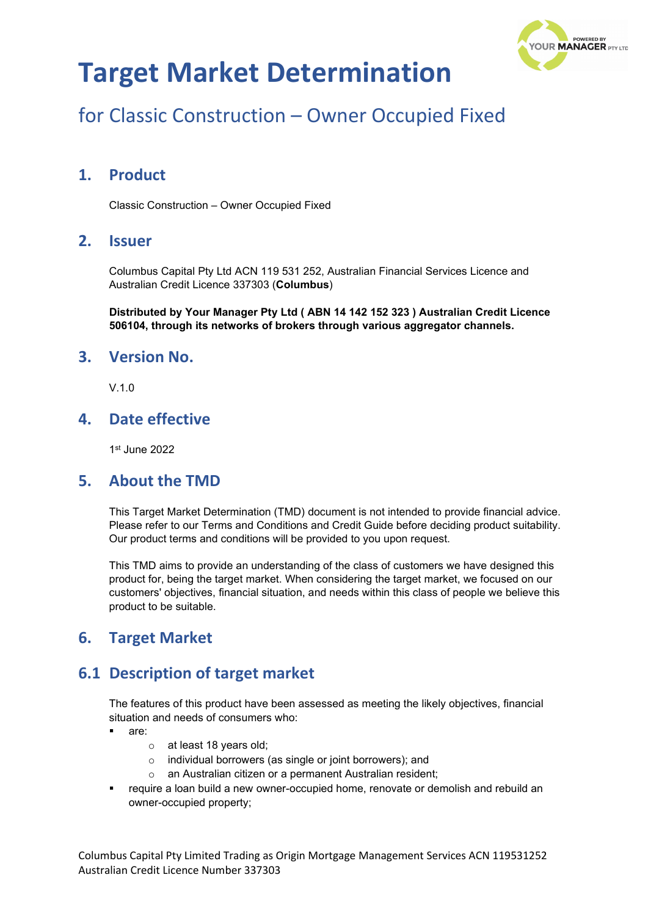# Target Market Determination

## for Classic Construction – Owner Occupied Fixed

## 1. Product

Classic Construction – Owner Occupied Fixed

## 2. Issuer

Columbus Capital Pty Ltd ACN 119 531 252, Australian Financial Services Licence and Australian Credit Licence 337303 (**Columbus**)

**Distributed by Your Manager Pty Ltd ( ABN 14 142 152 323 ) Australian Credit Licence 506104, through its networks of brokers through various aggregator channels.**

## 3. Version No.

V.1.0

## 4. Date effective

1st June 2022

## 5. About the TMD

This Target Market Determination (TMD) document is not intended to provide financial advice. Please refer to our Terms and Conditions and Credit Guide before deciding product suitability. Our product terms and conditions will be provided to you upon request.

This TMD aims to provide an understanding of the class of customers we have designed this product for, being the target market. When considering the target market, we focused on our customers' objectives, financial situation, and needs within this class of people we believe this product to be suitable.

## 6. Target Market

## 6.1 Description of target market

The features of this product have been assessed as meeting the likely objectives, financial situation and needs of consumers who:

- are:
  - at least 18 years old;
  - individual borrowers (as single or joint borrowers); and
  - an Australian citizen or a permanent Australian resident;
- require a loan build a new owner-occupied home, renovate or demolish and rebuild an owner-occupied property;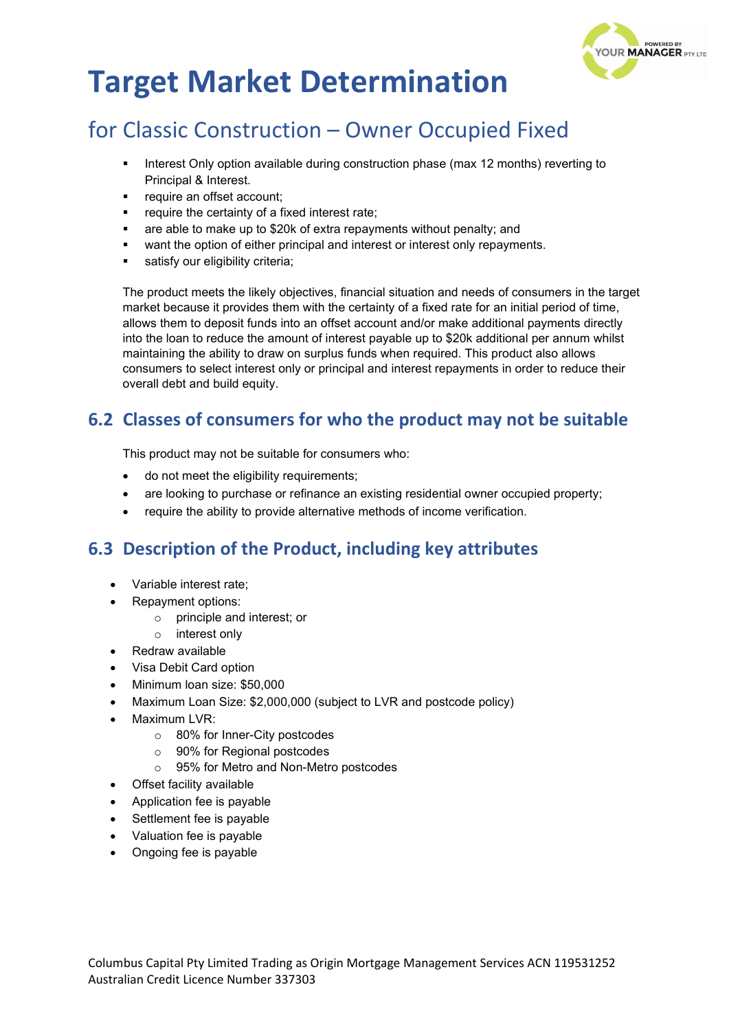# Target Market Determination

## for Classic Construction – Owner Occupied Fixed

- Interest Only option available during construction phase (max 12 months) reverting to Principal & Interest.
- require an offset account;
- require the certainty of a fixed interest rate;
- are able to make up to $20k of extra repayments without penalty; and
- want the option of either principal and interest or interest only repayments.
- satisfy our eligibility criteria;

The product meets the likely objectives, financial situation and needs of consumers in the target market because it provides them with the certainty of a fixed rate for an initial period of time, allows them to deposit funds into an offset account and/or make additional payments directly into the loan to reduce the amount of interest payable up to $20k additional per annum whilst maintaining the ability to draw on surplus funds when required. This product also allows consumers to select interest only or principal and interest repayments in order to reduce their overall debt and build equity.

## 6.2 Classes of consumers for who the product may not be suitable

This product may not be suitable for consumers who:

- do not meet the eligibility requirements;
- are looking to purchase or refinance an existing residential owner occupied property;
- require the ability to provide alternative methods of income verification.

## 6.3 Description of the Product, including key attributes

- Variable interest rate;
- Repayment options:
  - principle and interest; or
  - interest only
- Redraw available
- Visa Debit Card option
- Minimum loan size: $50,000
- Maximum Loan Size: $2,000,000 (subject to LVR and postcode policy)
- Maximum LVR:
  - 80% for Inner-City postcodes
  - 90% for Regional postcodes
  - 95% for Metro and Non-Metro postcodes
- Offset facility available
- Application fee is payable
- Settlement fee is payable
- Valuation fee is payable
- Ongoing fee is payable

Columbus Capital Pty Limited Trading as Origin Mortgage Management Services ACN 119531252
Australian Credit Licence Number 337303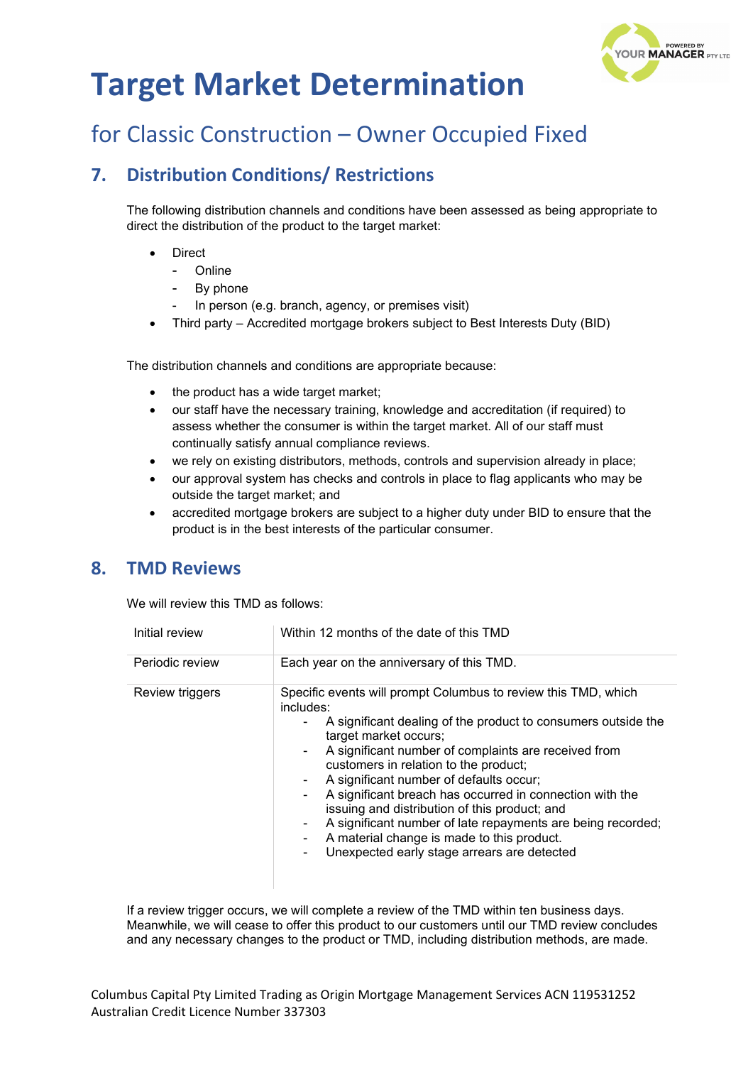# Target Market Determination

## for Classic Construction – Owner Occupied Fixed

## 7. Distribution Conditions/ Restrictions

The following distribution channels and conditions have been assessed as being appropriate to direct the distribution of the product to the target market:

- Direct
  - Online
  - By phone
  - In person (e.g. branch, agency, or premises visit)
- Third party – Accredited mortgage brokers subject to Best Interests Duty (BID)

The distribution channels and conditions are appropriate because:

- the product has a wide target market;
- our staff have the necessary training, knowledge and accreditation (if required) to assess whether the consumer is within the target market. All of our staff must continually satisfy annual compliance reviews.
- we rely on existing distributors, methods, controls and supervision already in place;
- our approval system has checks and controls in place to flag applicants who may be outside the target market; and
- accredited mortgage brokers are subject to a higher duty under BID to ensure that the product is in the best interests of the particular consumer.

## 8. TMD Reviews

We will review this TMD as follows:

| | |
|---|---|
| Initial review | Within 12 months of the date of this TMD |
| Periodic review | Each year on the anniversary of this TMD. |
| Review triggers | Specific events will prompt Columbus to review this TMD, which includes:<br>- A significant dealing of the product to consumers outside the target market occurs;<br>- A significant number of complaints are received from customers in relation to the product;<br>- A significant number of defaults occur;<br>- A significant breach has occurred in connection with the issuing and distribution of this product; and<br>- A significant number of late repayments are being recorded;<br>- A material change is made to this product.<br>- Unexpected early stage arrears are detected |

If a review trigger occurs, we will complete a review of the TMD within ten business days. Meanwhile, we will cease to offer this product to our customers until our TMD review concludes and any necessary changes to the product or TMD, including distribution methods, are made.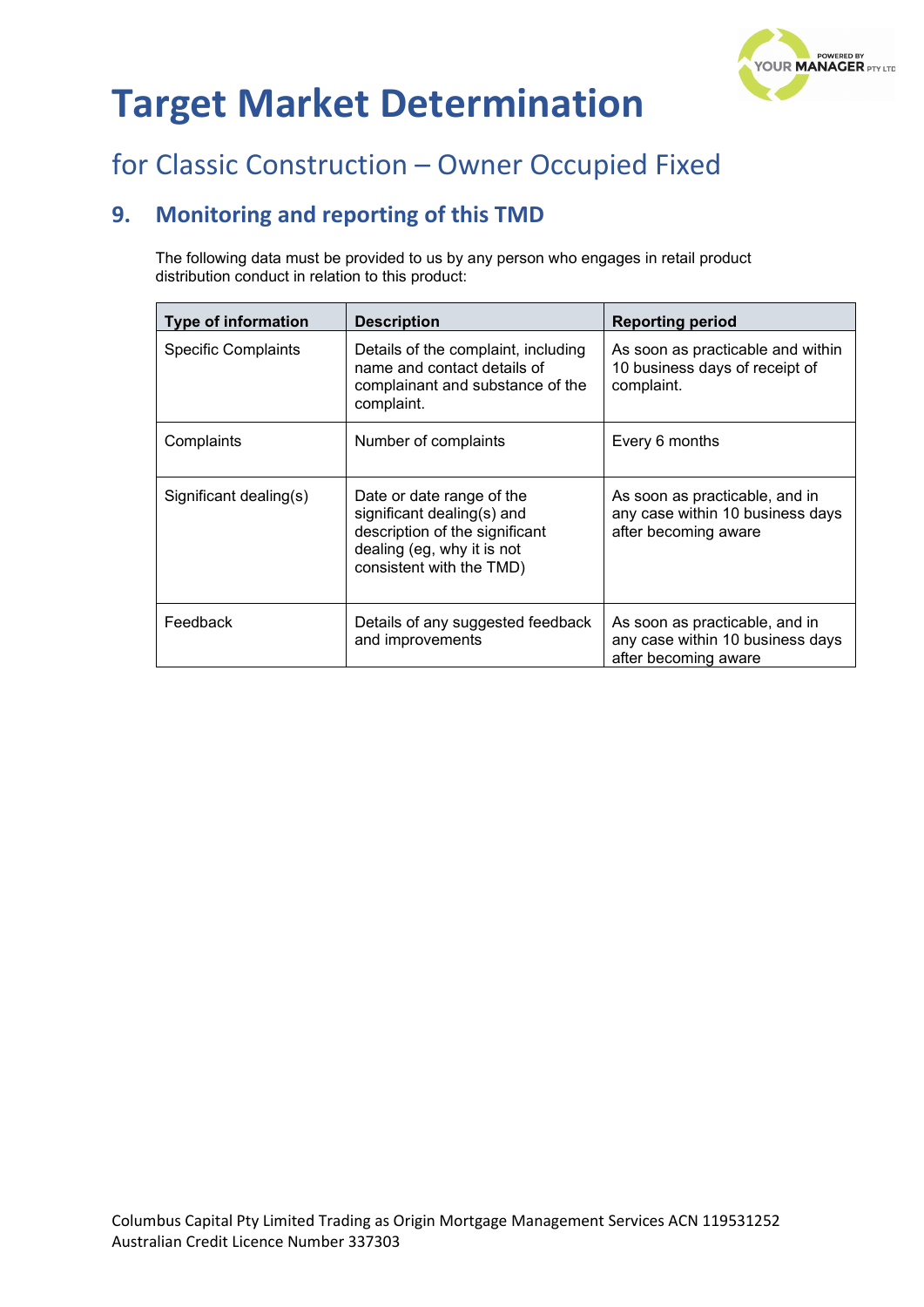# Target Market Determination

## for Classic Construction – Owner Occupied Fixed

## 9. Monitoring and reporting of this TMD

The following data must be provided to us by any person who engages in retail product distribution conduct in relation to this product:

| Type of information | Description | Reporting period |
|---|---|---|
| Specific Complaints | Details of the complaint, including name and contact details of complainant and substance of the complaint. | As soon as practicable and within 10 business days of receipt of complaint. |
| Complaints | Number of complaints | Every 6 months |
| Significant dealing(s) | Date or date range of the significant dealing(s) and description of the significant dealing (eg, why it is not consistent with the TMD) | As soon as practicable, and in any case within 10 business days after becoming aware |
| Feedback | Details of any suggested feedback and improvements | As soon as practicable, and in any case within 10 business days after becoming aware |

Columbus Capital Pty Limited Trading as Origin Mortgage Management Services ACN 119531252
Australian Credit Licence Number 337303